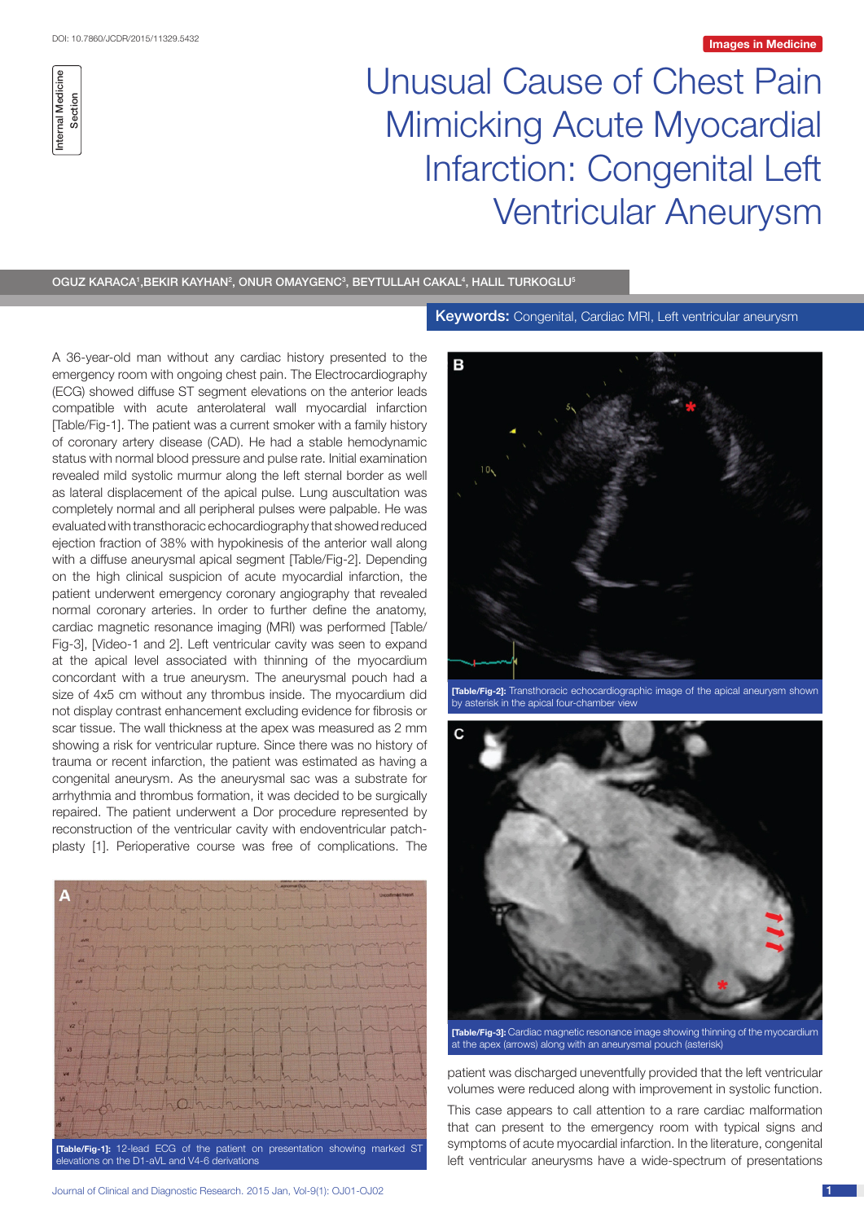Internal Medicine Section

Images in Medicine

# Unusual Cause of Chest Pain Mimicking Acute Myocardial Infarction: Congenital Left Ventricular Aneurysm

OGUZ KARACA[1], BEKIR KAYHAN[2], ONUR OMAYGENC[3], BEYTULLAH CAKAL[4], HALIL TURKOGLU[5]

**Keywords:** Congenital, Cardiac MRI, Left ventricular aneurysm

A 36-year-old man without any cardiac history presented to the emergency room with ongoing chest pain. The Electrocardiography (ECG) showed diffuse ST segment elevations on the anterior leads compatible with acute anterolateral wall myocardial infarction [Table/Fig-1]. The patient was a current smoker with a family history of coronary artery disease (CAD). He had a stable hemodynamic status with normal blood pressure and pulse rate. Initial examination revealed mild systolic murmur along the left sternal border as well as lateral displacement of the apical pulse. Lung auscultation was completely normal and all peripheral pulses were palpable. He was evaluated with transthoracic echocardiography that showed reduced ejection fraction of 38% with hypokinesis of the anterior wall along with a diffuse aneurysmal apical segment [Table/Fig-2]. Depending on the high clinical suspicion of acute myocardial infarction, the patient underwent emergency coronary angiography that revealed normal coronary arteries. In order to further define the anatomy, cardiac magnetic resonance imaging (MRI) was performed [Table/Fig-3], [Video-1 and 2]. Left ventricular cavity was seen to expand at the apical level associated with thinning of the myocardium concordant with a true aneurysm. The aneurysmal pouch had a size of 4x5 cm without any thrombus inside. The myocardium did not display contrast enhancement excluding evidence for fibrosis or scar tissue. The wall thickness at the apex was measured as 2 mm showing a risk for ventricular rupture. Since there was no history of trauma or recent infarction, the patient was estimated as having a congenital aneurysm. As the aneurysmal sac was a substrate for arrhythmia and thrombus formation, it was decided to be surgically repaired. The patient underwent a Dor procedure represented by reconstruction of the ventricular cavity with endoventricular patch-plasty [1]. Perioperative course was free of complications. The patient was discharged uneventfully provided that the left ventricular volumes were reduced along with improvement in systolic function.

[Table/Fig-1]: 12-lead ECG of the patient on presentation showing marked ST elevations on the D1-aVL and V4-6 derivations

[Table/Fig-2]: Transthoracic echocardiographic image of the apical aneurysm shown by asterisk in the apical four-chamber view

[Table/Fig-3]: Cardiac magnetic resonance image showing thinning of the myocardium at the apex (arrows) along with an aneurysmal pouch (asterisk)

This case appears to call attention to a rare cardiac malformation that can present to the emergency room with typical signs and symptoms of acute myocardial infarction. In the literature, congenital left ventricular aneurysms have a wide-spectrum of presentations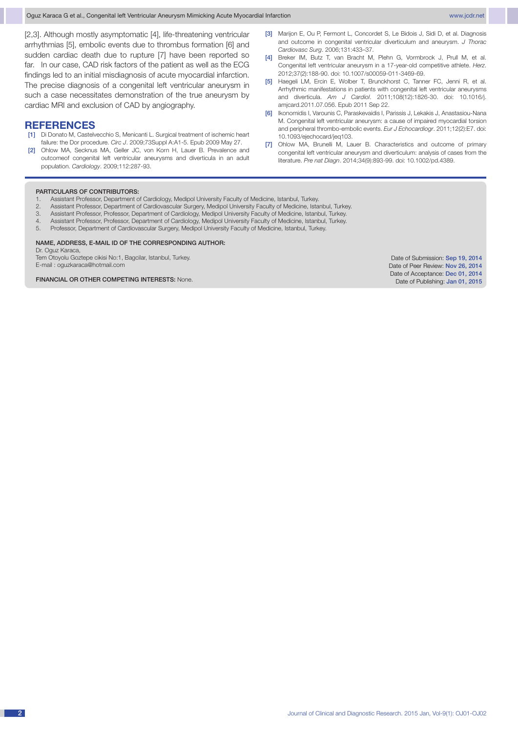[2,3]. Although mostly asymptomatic [4], life-threatening ventricular arrhythmias [5], embolic events due to thrombus formation [6] and sudden cardiac death due to rupture [7] have been reported so far. In our case, CAD risk factors of the patient as well as the ECG findings led to an initial misdiagnosis of acute myocardial infarction. The precise diagnosis of a congenital left ventricular aneurysm in such a case necessitates demonstration of the true aneurysm by cardiac MRI and exclusion of CAD by angiography.

## REFERENCES

[1] Di Donato M, Castelvecchio S, Menicanti L. Surgical treatment of ischemic heart failure: the Dor procedure. *Circ J*. 2009;73Suppl A:A1-5. Epub 2009 May 27.

[2] Ohlow MA, Secknus MA, Geller JC, von Korn H, Lauer B. Prevalence and outcomeof congenital left ventricular aneurysms and diverticula in an adult population. *Cardiology*. 2009;112:287-93.

[3] Marijon E, Ou P, Fermont L, Concordet S, Le Bidois J, Sidi D, et al. Diagnosis and outcome in congenital ventricular diverticulum and aneurysm. *J Thorac Cardiovasc Surg*. 2006;131:433–37.

[4] Breker IM, Butz T, van Bracht M, Plehn G, Vormbrock J, Prull M, et al. Congenital left ventricular aneurysm in a 17-year-old competitive athlete. *Herz*. 2012;37(2):188-90. doi: 10.1007/s00059-011-3469-69.

[5] Haegeli LM, Ercin E, Wolber T, Brunckhorst C, Tanner FC, Jenni R, et al. Arrhythmic manifestations in patients with congenital left ventricular aneurysms and diverticula. *Am J Cardiol*. 2011;108(12):1826-30. doi: 10.1016/j.amjcard.2011.07.056. Epub 2011 Sep 22.

[6] Ikonomidis I, Varounis C, Paraskevaidis I, Parissis J, Lekakis J, Anastasiou-Nana M. Congenital left ventricular aneurysm: a cause of impaired myocardial torsion and peripheral thrombo-embolic events. *Eur J Echocardiogr*. 2011;12(2):E7. doi: 10.1093/ejechocard/jeq103.

[7] Ohlow MA, Brunelli M, Lauer B. Characteristics and outcome of primary congenital left ventricular aneurysm and diverticulum: analysis of cases from the literature. *Pre nat Diagn*. 2014;34(9):893-99. doi: 10.1002/pd.4389.

---

**PARTICULARS OF CONTRIBUTORS:**

1. Assistant Professor, Department of Cardiology, Medipol University Faculty of Medicine, Istanbul, Turkey.
2. Assistant Professor, Department of Cardiovascular Surgery, Medipol University Faculty of Medicine, Istanbul, Turkey.
3. Assistant Professor, Professor, Department of Cardiology, Medipol University Faculty of Medicine, Istanbul, Turkey.
4. Assistant Professor, Professor, Department of Cardiology, Medipol University Faculty of Medicine, Istanbul, Turkey.
5. Professor, Department of Cardiovascular Surgery, Medipol University Faculty of Medicine, Istanbul, Turkey.

**NAME, ADDRESS, E-MAIL ID OF THE CORRESPONDING AUTHOR:**

Dr. Oguz Karaca,
Tem Otoyolu Goztepe cikisi No:1, Bagcilar, Istanbul, Turkey.
E-mail : oguzkaraca@hotmail.com

**FINANCIAL OR OTHER COMPETING INTERESTS:** None.

Date of Submission: Sep 19, 2014
Date of Peer Review: Nov 26, 2014
Date of Acceptance: Dec 01, 2014
Date of Publishing: Jan 01, 2015